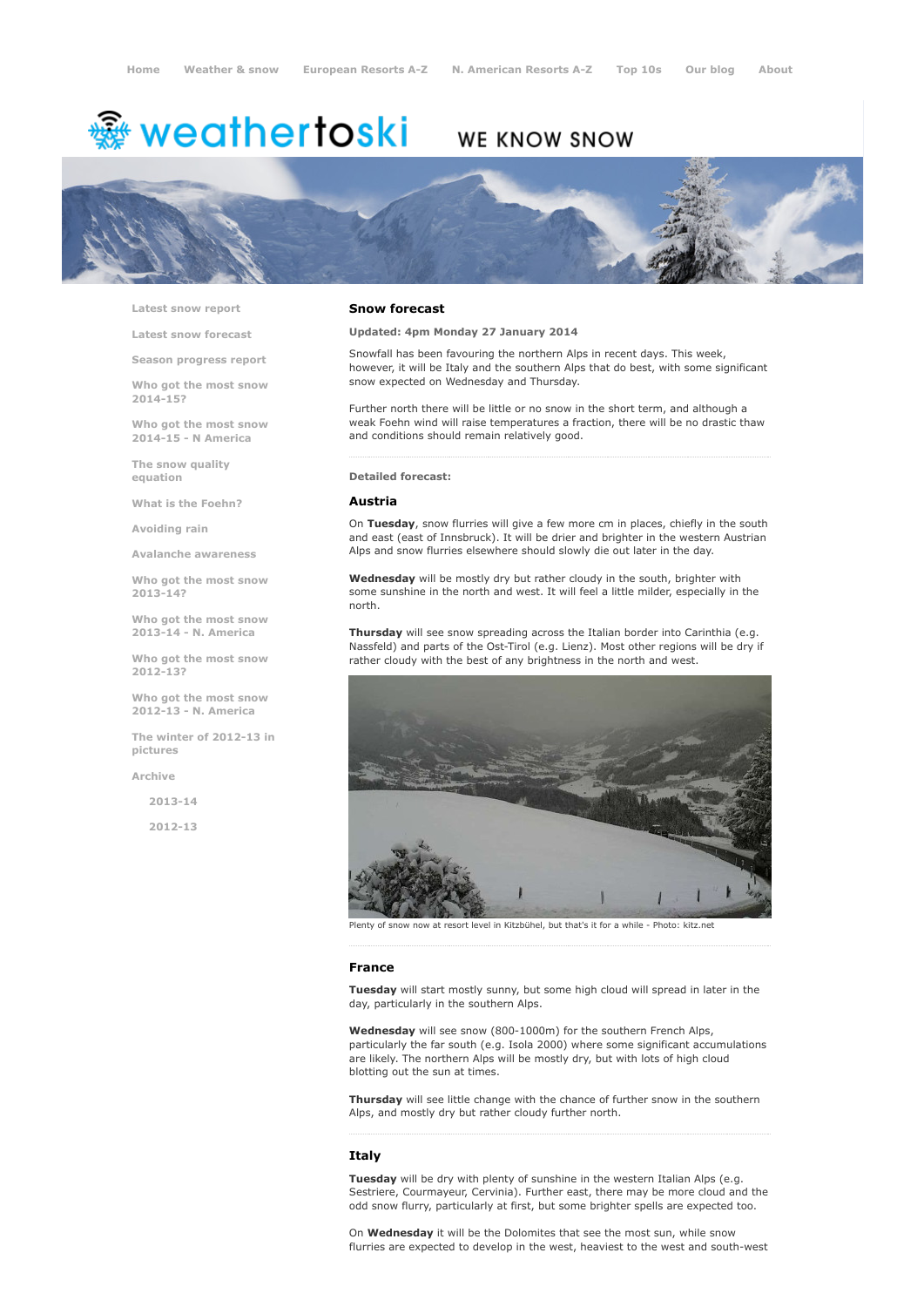Home | Weather & snow | European Resorts A-Z | N. American Resorts A-Z | Top 10s | Our blog | About

weathertoski WE KNOW SNOW

- Latest snow report
- Latest snow forecast
- Season progress report
- Who got the most snow 2014-15?
- Who got the most snow 2014-15 - N America
- The snow quality equation
- What is the Foehn?
- Avoiding rain
- Avalanche awareness
- Who got the most snow 2013-14?
- Who got the most snow 2013-14 - N. America
- Who got the most snow 2012-13?
- Who got the most snow 2012-13 - N. America
- The winter of 2012-13 in pictures
- Archive
  - 2013-14
  - 2012-13

## Snow forecast

**Updated: 4pm Monday 27 January 2014**

Snowfall has been favouring the northern Alps in recent days. This week, however, it will be Italy and the southern Alps that do best, with some significant snow expected on Wednesday and Thursday.

Further north there will be little or no snow in the short term, and although a weak Foehn wind will raise temperatures a fraction, there will be no drastic thaw and conditions should remain relatively good.

**Detailed forecast:**

### Austria

On **Tuesday**, snow flurries will give a few more cm in places, chiefly in the south and east (east of Innsbruck). It will be drier and brighter in the western Austrian Alps and snow flurries elsewhere should slowly die out later in the day.

**Wednesday** will be mostly dry but rather cloudy in the south, brighter with some sunshine in the north and west. It will feel a little milder, especially in the north.

**Thursday** will see snow spreading across the Italian border into Carinthia (e.g. Nassfeld) and parts of the Ost-Tirol (e.g. Lienz). Most other regions will be dry if rather cloudy with the best of any brightness in the north and west.

Plenty of snow now at resort level in Kitzbühel, but that's it for a while - Photo: kitz.net

### France

**Tuesday** will start mostly sunny, but some high cloud will spread in later in the day, particularly in the southern Alps.

**Wednesday** will see snow (800-1000m) for the southern French Alps, particularly the far south (e.g. Isola 2000) where some significant accumulations are likely. The northern Alps will be mostly dry, but with lots of high cloud blotting out the sun at times.

**Thursday** will see little change with the chance of further snow in the southern Alps, and mostly dry but rather cloudy further north.

### Italy

**Tuesday** will be dry with plenty of sunshine in the western Italian Alps (e.g. Sestriere, Courmayeur, Cervinia). Further east, there may be more cloud and the odd snow flurry, particularly at first, but some brighter spells are expected too.

On **Wednesday** it will be the Dolomites that see the most sun, while snow flurries are expected to develop in the west, heaviest to the west and south-west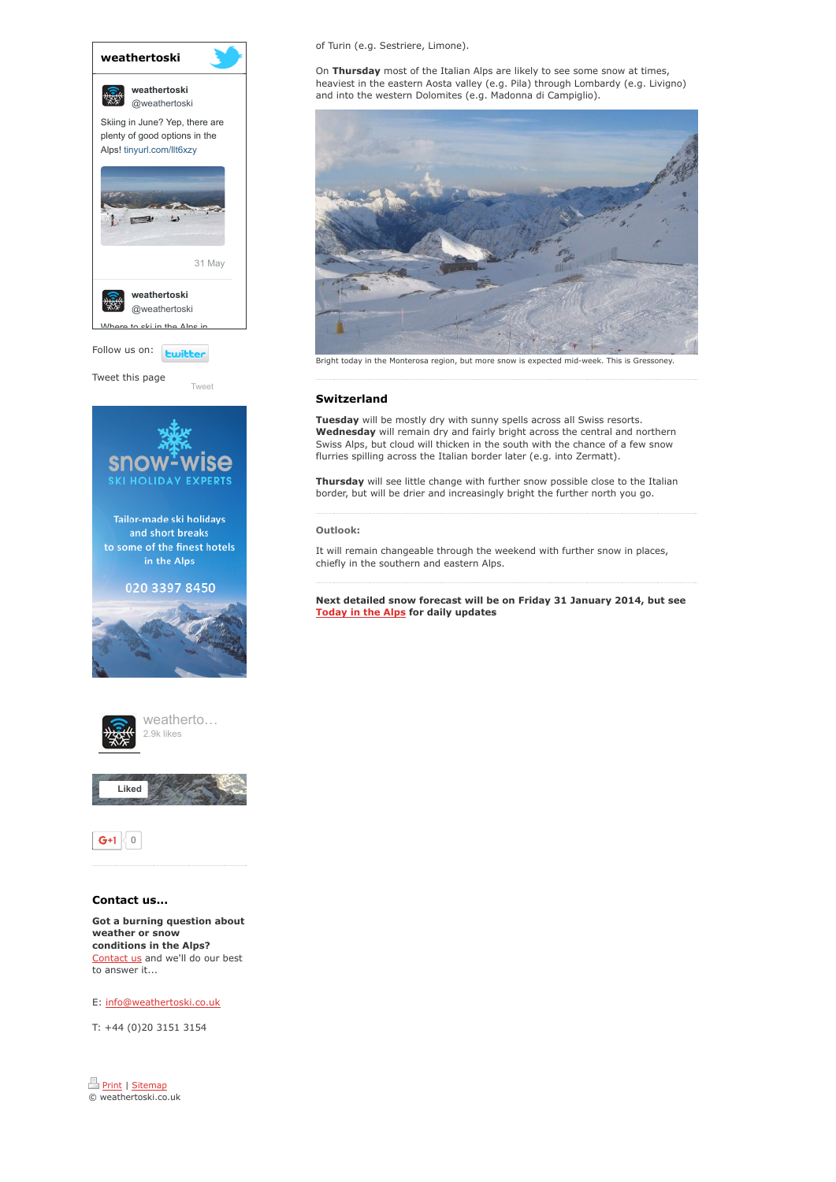of Turin (e.g. Sestriere, Limone).

On **Thursday** most of the Italian Alps are likely to see some snow at times, heaviest in the eastern Aosta valley (e.g. Pila) through Lombardy (e.g. Livigno) and into the western Dolomites (e.g. Madonna di Campiglio).

Bright today in the Monterosa region, but more snow is expected mid-week. This is Gressoney.

## Switzerland

**Tuesday** will be mostly dry with sunny spells across all Swiss resorts.
**Wednesday** will remain dry and fairly bright across the central and northern Swiss Alps, but cloud will thicken in the south with the chance of a few snow flurries spilling across the Italian border later (e.g. into Zermatt).

**Thursday** will see little change with further snow possible close to the Italian border, but will be drier and increasingly bright the further north you go.

**Outlook:**

It will remain changeable through the weekend with further snow in places, chiefly in the southern and eastern Alps.

**Next detailed snow forecast will be on Friday 31 January 2014, but see Today in the Alps for daily updates**

weathertoski

weathertoski
@weathertoski

Skiing in June? Yep, there are plenty of good options in the Alps! tinyurl.com/llt6xzy

31 May

weathertoski
@weathertoski

Where to ski in the Alps in

Follow us on: twitter

Tweet this page

Tweet

snow-wise
SKI HOLIDAY EXPERTS

Tailor-made ski holidays and short breaks to some of the finest hotels in the Alps

020 3397 8450

weatherto...
2.9k likes

Liked

G+1 0

### Contact us...

**Got a burning question about weather or snow conditions in the Alps?**
Contact us and we'll do our best to answer it...

E: info@weathertoski.co.uk

T: +44 (0)20 3151 3154

Print | Sitemap
© weathertoski.co.uk